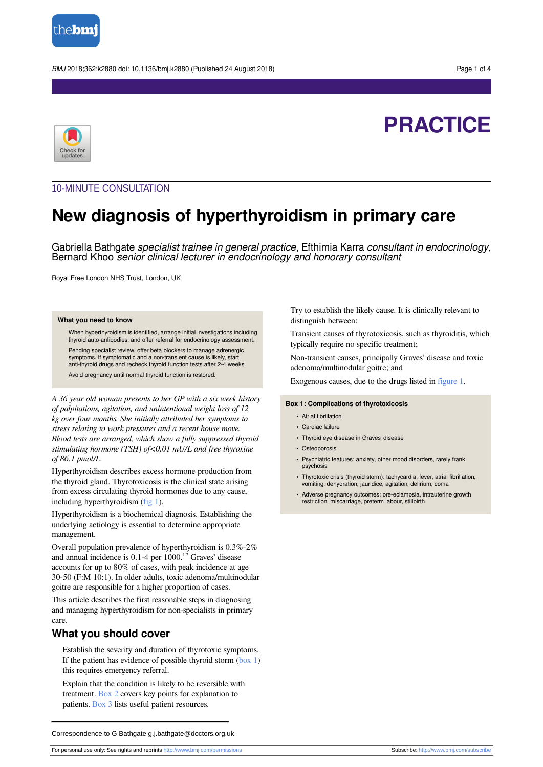PRACTICE

10-MINUTE CONSULTATION

# New diagnosis of hyperthyroidism in primary care

Gabriella Bathgate *specialist trainee in general practice*, Efthimia Karra *consultant in endocrinology*, Bernard Khoo *senior clinical lecturer in endocrinology and honorary consultant*

Royal Free London NHS Trust, London, UK

**What you need to know**

When hyperthyroidism is identified, arrange initial investigations including thyroid auto-antibodies, and offer referral for endocrinology assessment.

Pending specialist review, offer beta blockers to manage adrenergic symptoms. If symptomatic and a non-transient cause is likely, start anti-thyroid drugs and recheck thyroid function tests after 2-4 weeks.

Avoid pregnancy until normal thyroid function is restored.

*A 36 year old woman presents to her GP with a six week history of palpitations, agitation, and unintentional weight loss of 12 kg over four months. She initially attributed her symptoms to stress relating to work pressures and a recent house move. Blood tests are arranged, which show a fully suppressed thyroid stimulating hormone (TSH) of<0.01 mU/L and free thyroxine of 86.1 pmol/L.*

Hyperthyroidism describes excess hormone production from the thyroid gland. Thyrotoxicosis is the clinical state arising from excess circulating thyroid hormones due to any cause, including hyperthyroidism (fig 1).

Hyperthyroidism is a biochemical diagnosis. Establishing the underlying aetiology is essential to determine appropriate management.

Overall population prevalence of hyperthyroidism is 0.3%-2% and annual incidence is 0.1-4 per 1000.[1 2] Graves' disease accounts for up to 80% of cases, with peak incidence at age 30-50 (F:M 10:1). In older adults, toxic adenoma/multinodular goitre are responsible for a higher proportion of cases.

This article describes the first reasonable steps in diagnosing and managing hyperthyroidism for non-specialists in primary care.

## What you should cover

Establish the severity and duration of thyrotoxic symptoms. If the patient has evidence of possible thyroid storm (box 1) this requires emergency referral.

Explain that the condition is likely to be reversible with treatment. Box 2 covers key points for explanation to patients. Box 3 lists useful patient resources.

Try to establish the likely cause. It is clinically relevant to distinguish between:

Transient causes of thyrotoxicosis, such as thyroiditis, which typically require no specific treatment;

Non-transient causes, principally Graves' disease and toxic adenoma/multinodular goitre; and

Exogenous causes, due to the drugs listed in figure 1.

**Box 1: Complications of thyrotoxicosis**

- Atrial fibrillation
- Cardiac failure
- Thyroid eye disease in Graves' disease
- Osteoporosis
- Psychiatric features: anxiety, other mood disorders, rarely frank psychosis
- Thyrotoxic crisis (thyroid storm): tachycardia, fever, atrial fibrillation, vomiting, dehydration, jaundice, agitation, delirium, coma
- Adverse pregnancy outcomes: pre-eclampsia, intrauterine growth restriction, miscarriage, preterm labour, stillbirth

Correspondence to G Bathgate g.j.bathgate@doctors.org.uk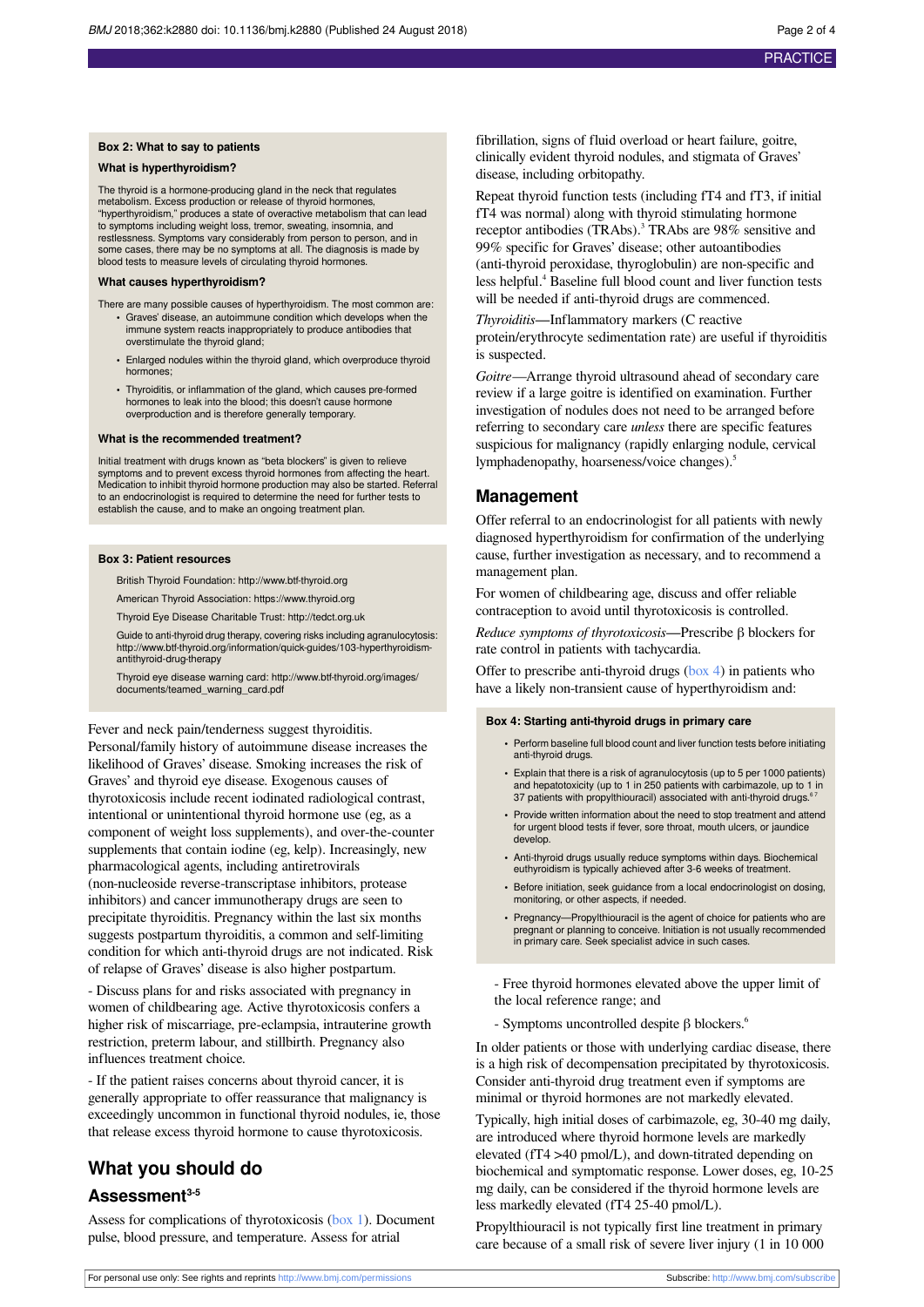### Box 2: What to say to patients

#### What is hyperthyroidism?

The thyroid is a hormone-producing gland in the neck that regulates metabolism. Excess production or release of thyroid hormones, "hyperthyroidism," produces a state of overactive metabolism that can lead to symptoms including weight loss, tremor, sweating, insomnia, and restlessness. Symptoms vary considerably from person to person, and in some cases, there may be no symptoms at all. The diagnosis is made by blood tests to measure levels of circulating thyroid hormones.

#### What causes hyperthyroidism?

There are many possible causes of hyperthyroidism. The most common are:

- Graves' disease, an autoimmune condition which develops when the immune system reacts inappropriately to produce antibodies that overstimulate the thyroid gland;
- Enlarged nodules within the thyroid gland, which overproduce thyroid hormones;
- Thyroiditis, or inflammation of the gland, which causes pre-formed hormones to leak into the blood; this doesn't cause hormone overproduction and is therefore generally temporary.

#### What is the recommended treatment?

Initial treatment with drugs known as "beta blockers" is given to relieve symptoms and to prevent excess thyroid hormones from affecting the heart. Medication to inhibit thyroid hormone production may also be started. Referral to an endocrinologist is required to determine the need for further tests to establish the cause, and to make an ongoing treatment plan.

### Box 3: Patient resources

British Thyroid Foundation: http://www.btf-thyroid.org

American Thyroid Association: https://www.thyroid.org

Thyroid Eye Disease Charitable Trust: http://tedct.org.uk

Guide to anti-thyroid drug therapy, covering risks including agranulocytosis: http://www.btf-thyroid.org/information/quick-guides/103-hyperthyroidism-antithyroid-drug-therapy

Thyroid eye disease warning card: http://www.btf-thyroid.org/images/documents/teamed_warning_card.pdf

Fever and neck pain/tenderness suggest thyroiditis. Personal/family history of autoimmune disease increases the likelihood of Graves' disease. Smoking increases the risk of Graves' and thyroid eye disease. Exogenous causes of thyrotoxicosis include recent iodinated radiological contrast, intentional or unintentional thyroid hormone use (eg, as a component of weight loss supplements), and over-the-counter supplements that contain iodine (eg, kelp). Increasingly, new pharmacological agents, including antiretrovirals (non-nucleoside reverse-transcriptase inhibitors, protease inhibitors) and cancer immunotherapy drugs are seen to precipitate thyroiditis. Pregnancy within the last six months suggests postpartum thyroiditis, a common and self-limiting condition for which anti-thyroid drugs are not indicated. Risk of relapse of Graves' disease is also higher postpartum.

- Discuss plans for and risks associated with pregnancy in women of childbearing age. Active thyrotoxicosis confers a higher risk of miscarriage, pre-eclampsia, intrauterine growth restriction, preterm labour, and stillbirth. Pregnancy also influences treatment choice.

- If the patient raises concerns about thyroid cancer, it is generally appropriate to offer reassurance that malignancy is exceedingly uncommon in functional thyroid nodules, ie, those that release excess thyroid hormone to cause thyrotoxicosis.

## What you should do

### Assessment[3-5]

Assess for complications of thyrotoxicosis (box 1). Document pulse, blood pressure, and temperature. Assess for atrial fibrillation, signs of fluid overload or heart failure, goitre, clinically evident thyroid nodules, and stigmata of Graves' disease, including orbitopathy.

Repeat thyroid function tests (including fT4 and fT3, if initial fT4 was normal) along with thyroid stimulating hormone receptor antibodies (TRAbs).[3] TRAbs are 98% sensitive and 99% specific for Graves' disease; other autoantibodies (anti-thyroid peroxidase, thyroglobulin) are non-specific and less helpful.[4] Baseline full blood count and liver function tests will be needed if anti-thyroid drugs are commenced.

*Thyroiditis*—Inflammatory markers (C reactive protein/erythrocyte sedimentation rate) are useful if thyroiditis is suspected.

*Goitre*—Arrange thyroid ultrasound ahead of secondary care review if a large goitre is identified on examination. Further investigation of nodules does not need to be arranged before referring to secondary care *unless* there are specific features suspicious for malignancy (rapidly enlarging nodule, cervical lymphadenopathy, hoarseness/voice changes).[5]

## Management

Offer referral to an endocrinologist for all patients with newly diagnosed hyperthyroidism for confirmation of the underlying cause, further investigation as necessary, and to recommend a management plan.

For women of childbearing age, discuss and offer reliable contraception to avoid until thyrotoxicosis is controlled.

*Reduce symptoms of thyrotoxicosis*—Prescribe β blockers for rate control in patients with tachycardia.

Offer to prescribe anti-thyroid drugs (box 4) in patients who have a likely non-transient cause of hyperthyroidism and:

- Free thyroid hormones elevated above the upper limit of the local reference range; and

- Symptoms uncontrolled despite β blockers.[6]

### Box 4: Starting anti-thyroid drugs in primary care

- Perform baseline full blood count and liver function tests before initiating anti-thyroid drugs.
- Explain that there is a risk of agranulocytosis (up to 5 per 1000 patients) and hepatotoxicity (up to 1 in 250 patients with carbimazole, up to 1 in 37 patients with propylthiouracil) associated with anti-thyroid drugs.[6,7]
- Provide written information about the need to stop treatment and attend for urgent blood tests if fever, sore throat, mouth ulcers, or jaundice develop.
- Anti-thyroid drugs usually reduce symptoms within days. Biochemical euthyroidism is typically achieved after 3-6 weeks of treatment.
- Before initiation, seek guidance from a local endocrinologist on dosing, monitoring, or other aspects, if needed.
- Pregnancy—Propylthiouracil is the agent of choice for patients who are pregnant or planning to conceive. Initiation is not usually recommended in primary care. Seek specialist advice in such cases.

In older patients or those with underlying cardiac disease, there is a high risk of decompensation precipitated by thyrotoxicosis. Consider anti-thyroid drug treatment even if symptoms are minimal or thyroid hormones are not markedly elevated.

Typically, high initial doses of carbimazole, eg, 30-40 mg daily, are introduced where thyroid hormone levels are markedly elevated (fT4 >40 pmol/L), and down-titrated depending on biochemical and symptomatic response. Lower doses, eg, 10-25 mg daily, can be considered if the thyroid hormone levels are less markedly elevated (fT4 25-40 pmol/L).

Propylthiouracil is not typically first line treatment in primary care because of a small risk of severe liver injury (1 in 10 000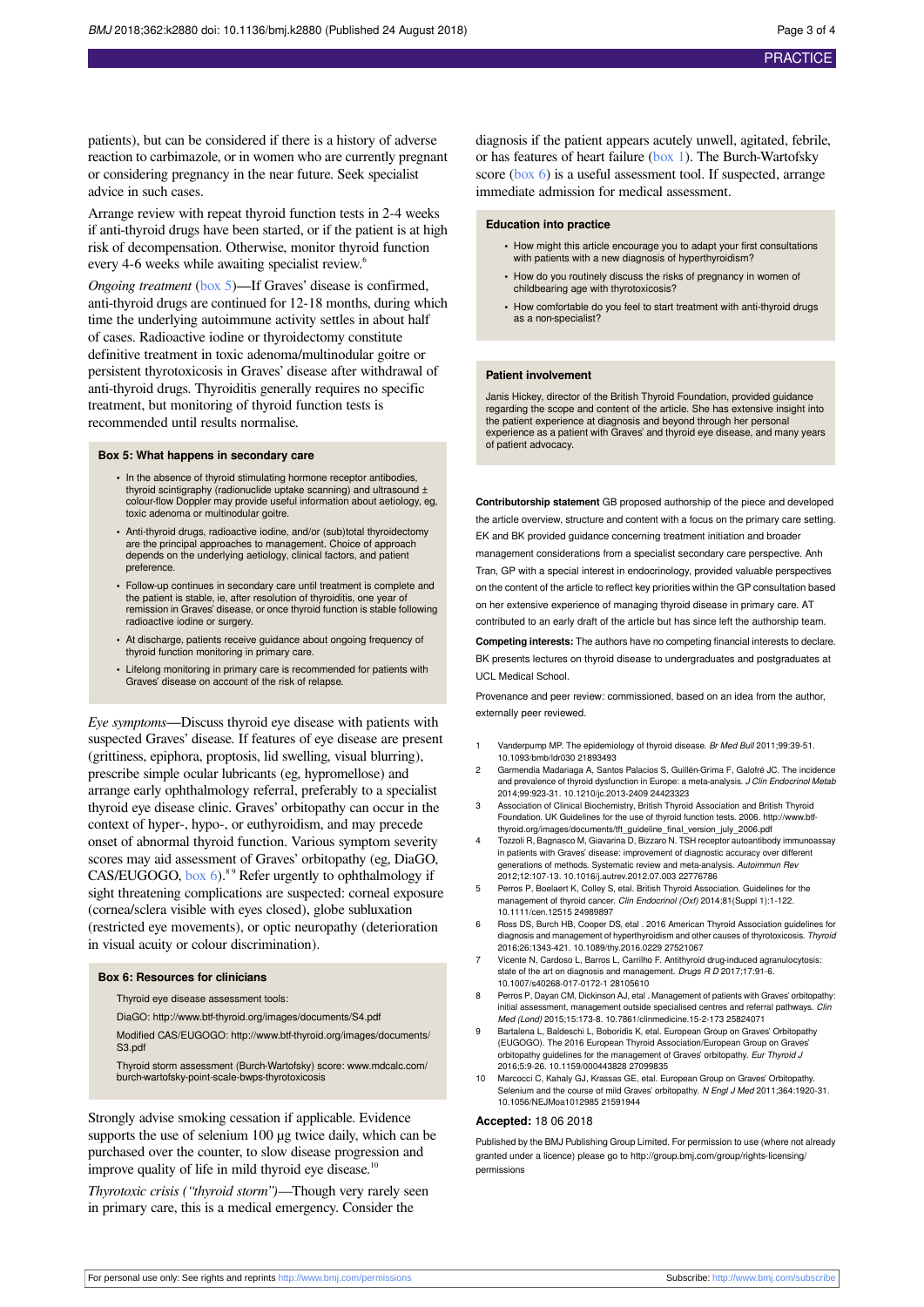patients), but can be considered if there is a history of adverse reaction to carbimazole, or in women who are currently pregnant or considering pregnancy in the near future. Seek specialist advice in such cases.

Arrange review with repeat thyroid function tests in 2-4 weeks if anti-thyroid drugs have been started, or if the patient is at high risk of decompensation. Otherwise, monitor thyroid function every 4-6 weeks while awaiting specialist review.[6]

*Ongoing treatment* (box 5)—If Graves' disease is confirmed, anti-thyroid drugs are continued for 12-18 months, during which time the underlying autoimmune activity settles in about half of cases. Radioactive iodine or thyroidectomy constitute definitive treatment in toxic adenoma/multinodular goitre or persistent thyrotoxicosis in Graves' disease after withdrawal of anti-thyroid drugs. Thyroiditis generally requires no specific treatment, but monitoring of thyroid function tests is recommended until results normalise.

### Box 5: What happens in secondary care

- In the absence of thyroid stimulating hormone receptor antibodies, thyroid scintigraphy (radionuclide uptake scanning) and ultrasound ± colour-flow Doppler may provide useful information about aetiology, eg, toxic adenoma or multinodular goitre.
- Anti-thyroid drugs, radioactive iodine, and/or (sub)total thyroidectomy are the principal approaches to management. Choice of approach depends on the underlying aetiology, clinical factors, and patient preference.
- Follow-up continues in secondary care until treatment is complete and the patient is stable, ie, after resolution of thyroiditis, one year of remission in Graves' disease, or once thyroid function is stable following radioactive iodine or surgery.
- At discharge, patients receive guidance about ongoing frequency of thyroid function monitoring in primary care.
- Lifelong monitoring in primary care is recommended for patients with Graves' disease on account of the risk of relapse.

*Eye symptoms*—Discuss thyroid eye disease with patients with suspected Graves' disease. If features of eye disease are present (grittiness, epiphora, proptosis, lid swelling, visual blurring), prescribe simple ocular lubricants (eg, hypromellose) and arrange early ophthalmology referral, preferably to a specialist thyroid eye disease clinic. Graves' orbitopathy can occur in the context of hyper-, hypo-, or euthyroidism, and may precede onset of abnormal thyroid function. Various symptom severity scores may aid assessment of Graves' orbitopathy (eg, DiaGO, CAS/EUGOGO, box 6).[8,9] Refer urgently to ophthalmology if sight threatening complications are suspected: corneal exposure (cornea/sclera visible with eyes closed), globe subluxation (restricted eye movements), or optic neuropathy (deterioration in visual acuity or colour discrimination).

### Box 6: Resources for clinicians

Thyroid eye disease assessment tools:

DiaGO: http://www.btf-thyroid.org/images/documents/S4.pdf

Modified CAS/EUGOGO: http://www.btf-thyroid.org/images/documents/S3.pdf

Thyroid storm assessment (Burch-Wartofsky) score: www.mdcalc.com/burch-wartofsky-point-scale-bwps-thyrotoxicosis

Strongly advise smoking cessation if applicable. Evidence supports the use of selenium 100 μg twice daily, which can be purchased over the counter, to slow disease progression and improve quality of life in mild thyroid eye disease.[10]

*Thyrotoxic crisis ("thyroid storm")*—Though very rarely seen in primary care, this is a medical emergency. Consider the diagnosis if the patient appears acutely unwell, agitated, febrile, or has features of heart failure (box 1). The Burch-Wartofsky score (box 6) is a useful assessment tool. If suspected, arrange immediate admission for medical assessment.

### Education into practice

- How might this article encourage you to adapt your first consultations with patients with a new diagnosis of hyperthyroidism?
- How do you routinely discuss the risks of pregnancy in women of childbearing age with thyrotoxicosis?
- How comfortable do you feel to start treatment with anti-thyroid drugs as a non-specialist?

### Patient involvement

Janis Hickey, director of the British Thyroid Foundation, provided guidance regarding the scope and content of the article. She has extensive insight into the patient experience at diagnosis and beyond through her personal experience as a patient with Graves' and thyroid eye disease, and many years of patient advocacy.

**Contributorship statement** GB proposed authorship of the piece and developed the article overview, structure and content with a focus on the primary care setting. EK and BK provided guidance concerning treatment initiation and broader management considerations from a specialist secondary care perspective. Anh Tran, GP with a special interest in endocrinology, provided valuable perspectives on the content of the article to reflect key priorities within the GP consultation based on her extensive experience of managing thyroid disease in primary care. AT contributed to an early draft of the article but has since left the authorship team.

**Competing interests:** The authors have no competing financial interests to declare. BK presents lectures on thyroid disease to undergraduates and postgraduates at UCL Medical School.

Provenance and peer review: commissioned, based on an idea from the author, externally peer reviewed.

1. Vanderpump MP. The epidemiology of thyroid disease. *Br Med Bull* 2011;99:39-51. 10.1093/bmb/ldr030 21893493
2. Garmendia Madariaga A, Santos Palacios S, Guillén-Grima F, Galofré JC. The incidence and prevalence of thyroid dysfunction in Europe: a meta-analysis. *J Clin Endocrinol Metab* 2014;99:923-31. 10.1210/jc.2013-2409 24423323
3. Association of Clinical Biochemistry, British Thyroid Association and British Thyroid Foundation. UK Guidelines for the use of thyroid function tests. 2006. http://www.btf-thyroid.org/images/documents/tft_guideline_final_version_july_2006.pdf
4. Tozzoli R, Bagnasco M, Giavarina D, Bizzaro N. TSH receptor autoantibody immunoassay in patients with Graves' disease: improvement of diagnostic accuracy over different generations of methods. Systematic review and meta-analysis. *Autoimmun Rev* 2012;12:107-13. 10.1016/j.autrev.2012.07.003 22776786
5. Perros P, Boelaert K, Colley S, etal. British Thyroid Association. Guidelines for the management of thyroid cancer. *Clin Endocrinol (Oxf)* 2014;81(Suppl 1):1-122. 10.1111/cen.12515 24989897
6. Ross DS, Burch HB, Cooper DS, etal . 2016 American Thyroid Association guidelines for diagnosis and management of hyperthyroidism and other causes of thyrotoxicosis. *Thyroid* 2016;26:1343-421. 10.1089/thy.2016.0229 27521067
7. Vicente N, Cardoso L, Barros L, Carrilho F. Antithyroid drug-induced agranulocytosis: state of the art on diagnosis and management. *Drugs R D* 2017;17:91-6. 10.1007/s40268-017-0172-1 28105610
8. Perros P, Dayan CM, Dickinson AJ, etal . Management of patients with Graves' orbitopathy: initial assessment, management outside specialised centres and referral pathways. *Clin Med (Lond)* 2015;15:173-8. 10.7861/clinmedicine.15-2-173 25824071
9. Bartalena L, Baldeschi L, Boboridis K, etal. European Group on Graves' Orbitopathy (EUGOGO). The 2016 European Thyroid Association/European Group on Graves' orbitopathy guidelines for the management of Graves' orbitopathy. *Eur Thyroid J* 2016;5:9-26. 10.1159/000443828 27099835
10. Marcocci C, Kahaly GJ, Krassas GE, etal. European Group on Graves' Orbitopathy. Selenium and the course of mild Graves' orbitopathy. *N Engl J Med* 2011;364:1920-31. 10.1056/NEJMoa1012985 21591944

**Accepted:** 18 06 2018

Published by the BMJ Publishing Group Limited. For permission to use (where not already granted under a licence) please go to http://group.bmj.com/group/rights-licensing/permissions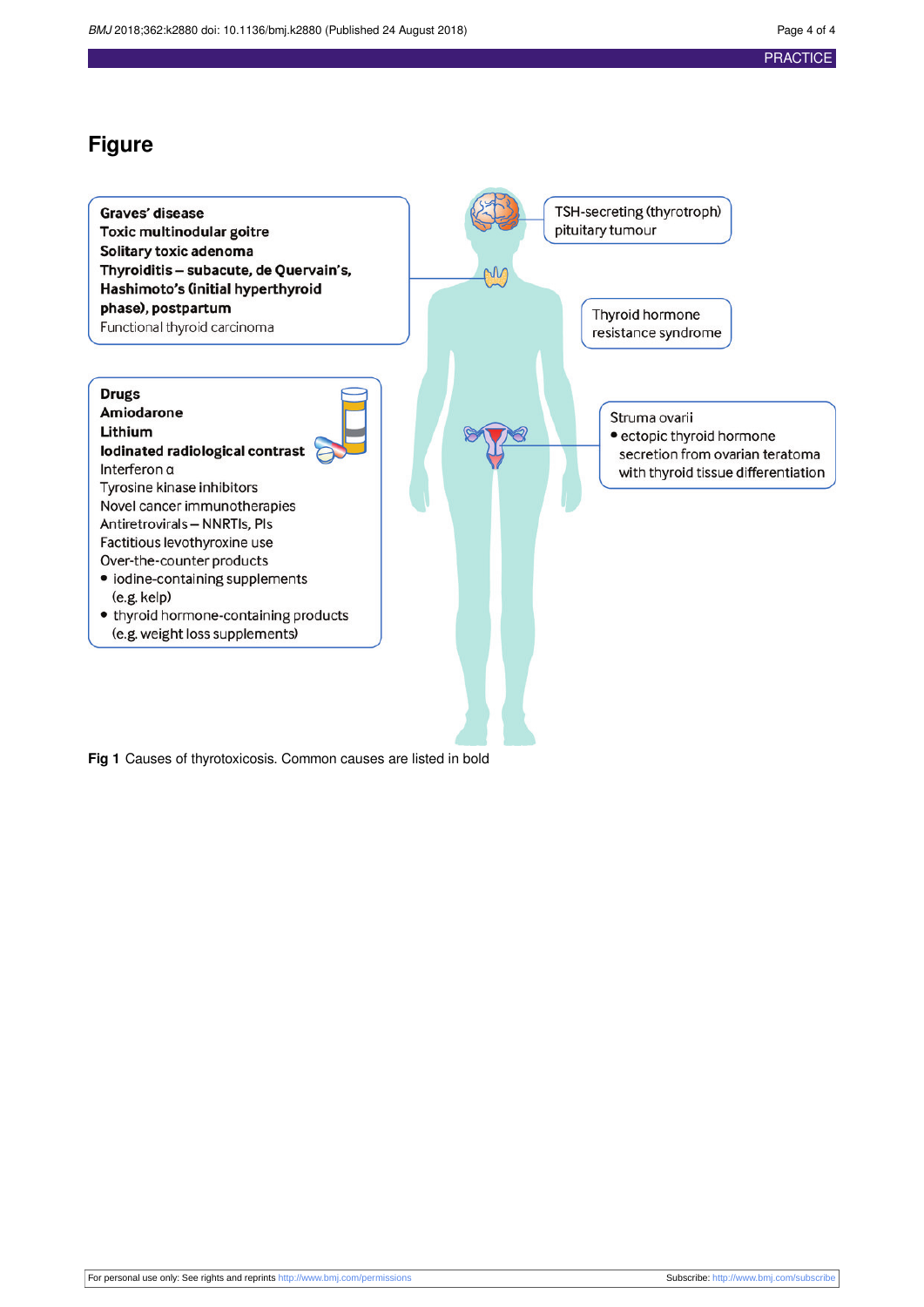# Figure

**Graves' disease**
**Toxic multinodular goitre**
**Solitary toxic adenoma**
**Thyroiditis – subacute, de Quervain's, Hashimoto's (initial hyperthyroid phase), postpartum**
Functional thyroid carcinoma

TSH-secreting (thyrotroph) pituitary tumour

Thyroid hormone resistance syndrome

**Drugs**
**Amiodarone**
**Lithium**
**Iodinated radiological contrast**
Interferon α
Tyrosine kinase inhibitors
Novel cancer immunotherapies
Antiretrovirals – NNRTIs, PIs
Factitious levothyroxine use
Over-the-counter products
- iodine-containing supplements (e.g. kelp)
- thyroid hormone-containing products (e.g. weight loss supplements)

Struma ovarii
- ectopic thyroid hormone secretion from ovarian teratoma with thyroid tissue differentiation

**Fig 1** Causes of thyrotoxicosis. Common causes are listed in bold